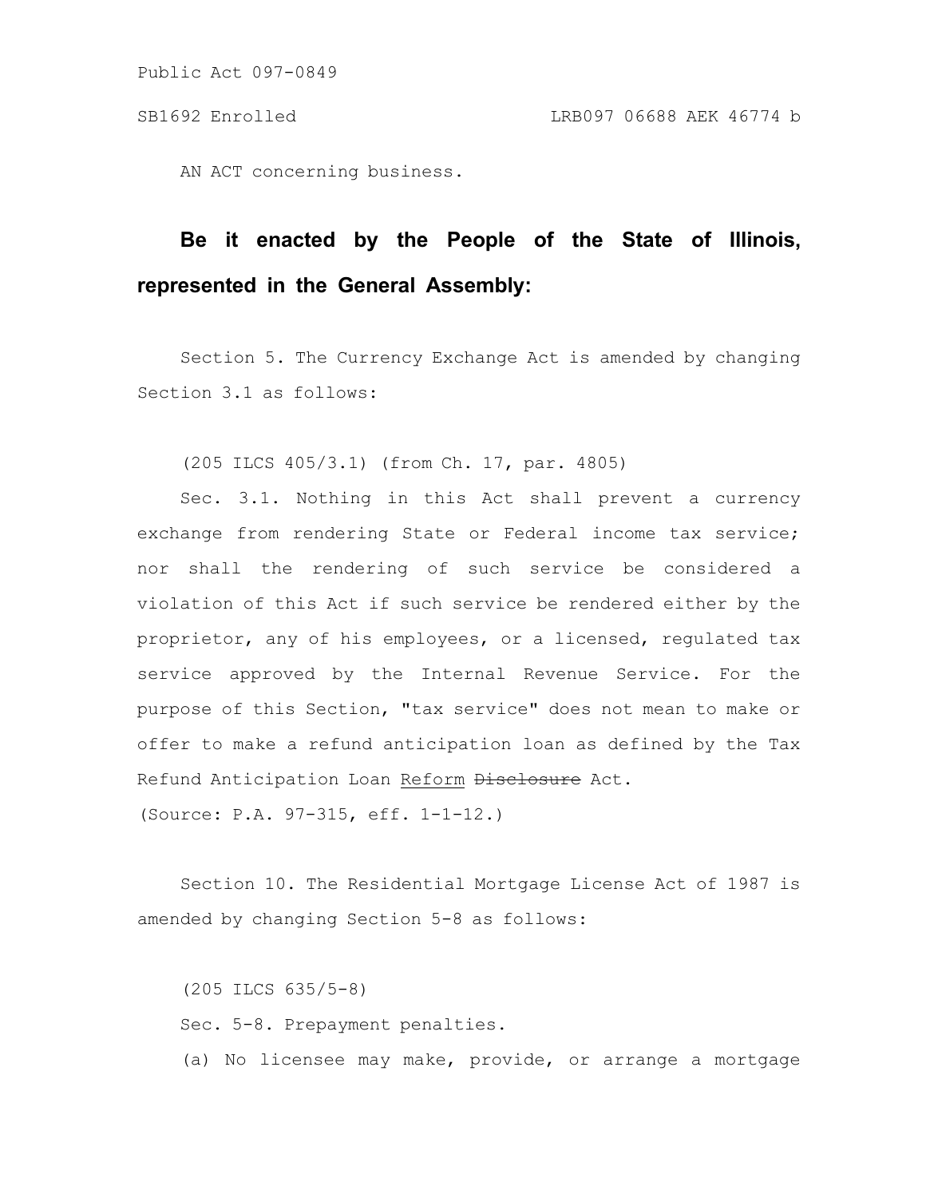Public Act 097-0849

SB1692 Enrolled LRB097 06688 AEK 46774 b

AN ACT concerning business.

**Be it enacted by the People of the State of Illinois, represented in the General Assembly:**

Section 5. The Currency Exchange Act is amended by changing Section 3.1 as follows:

(205 ILCS 405/3.1) (from Ch. 17, par. 4805)

Sec. 3.1. Nothing in this Act shall prevent a currency exchange from rendering State or Federal income tax service; nor shall the rendering of such service be considered a violation of this Act if such service be rendered either by the proprietor, any of his employees, or a licensed, regulated tax service approved by the Internal Revenue Service. For the purpose of this Section, "tax service" does not mean to make or offer to make a refund anticipation loan as defined by the Tax Refund Anticipation Loan <u>Reform</u> ~~Disclosure~~ Act.

(Source: P.A. 97-315, eff. 1-1-12.)

Section 10. The Residential Mortgage License Act of 1987 is amended by changing Section 5-8 as follows:

(205 ILCS 635/5-8)

Sec. 5-8. Prepayment penalties.

(a) No licensee may make, provide, or arrange a mortgage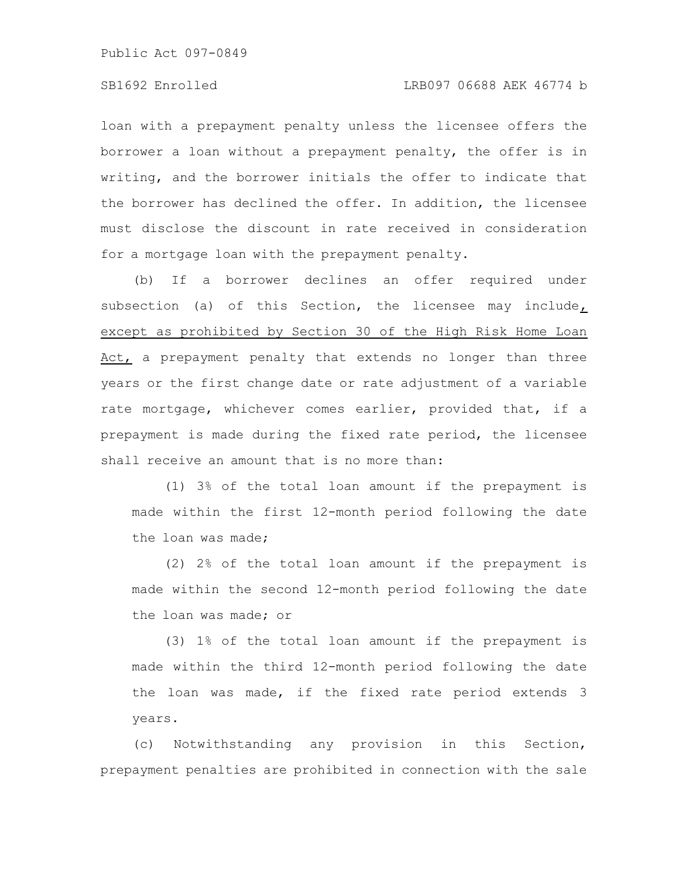loan with a prepayment penalty unless the licensee offers the borrower a loan without a prepayment penalty, the offer is in writing, and the borrower initials the offer to indicate that the borrower has declined the offer. In addition, the licensee must disclose the discount in rate received in consideration for a mortgage loan with the prepayment penalty.

(b) If a borrower declines an offer required under subsection (a) of this Section, the licensee may include, except as prohibited by Section 30 of the High Risk Home Loan Act, a prepayment penalty that extends no longer than three years or the first change date or rate adjustment of a variable rate mortgage, whichever comes earlier, provided that, if a prepayment is made during the fixed rate period, the licensee shall receive an amount that is no more than:

(1) 3% of the total loan amount if the prepayment is made within the first 12-month period following the date the loan was made;

(2) 2% of the total loan amount if the prepayment is made within the second 12-month period following the date the loan was made; or

(3) 1% of the total loan amount if the prepayment is made within the third 12-month period following the date the loan was made, if the fixed rate period extends 3 years.

(c) Notwithstanding any provision in this Section, prepayment penalties are prohibited in connection with the sale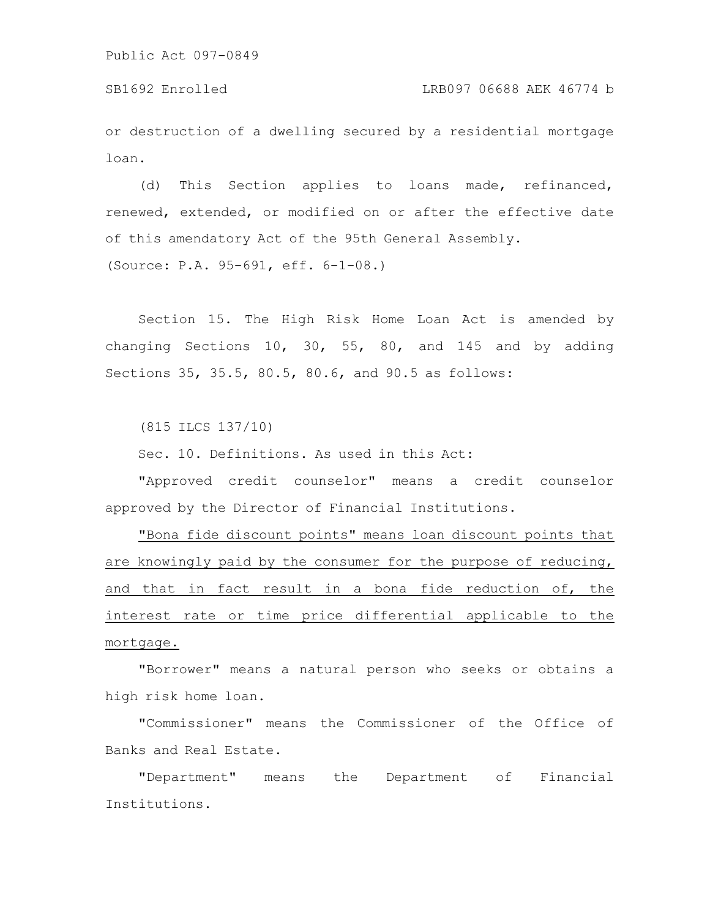or destruction of a dwelling secured by a residential mortgage loan.

(d) This Section applies to loans made, refinanced, renewed, extended, or modified on or after the effective date of this amendatory Act of the 95th General Assembly.

(Source: P.A. 95-691, eff. 6-1-08.)

Section 15. The High Risk Home Loan Act is amended by changing Sections 10, 30, 55, 80, and 145 and by adding Sections 35, 35.5, 80.5, 80.6, and 90.5 as follows:

(815 ILCS 137/10)

Sec. 10. Definitions. As used in this Act:

"Approved credit counselor" means a credit counselor approved by the Director of Financial Institutions.

<u>"Bona fide discount points" means loan discount points that are knowingly paid by the consumer for the purpose of reducing, and that in fact result in a bona fide reduction of, the interest rate or time price differential applicable to the mortgage.</u>

"Borrower" means a natural person who seeks or obtains a high risk home loan.

"Commissioner" means the Commissioner of the Office of Banks and Real Estate.

"Department" means the Department of Financial Institutions.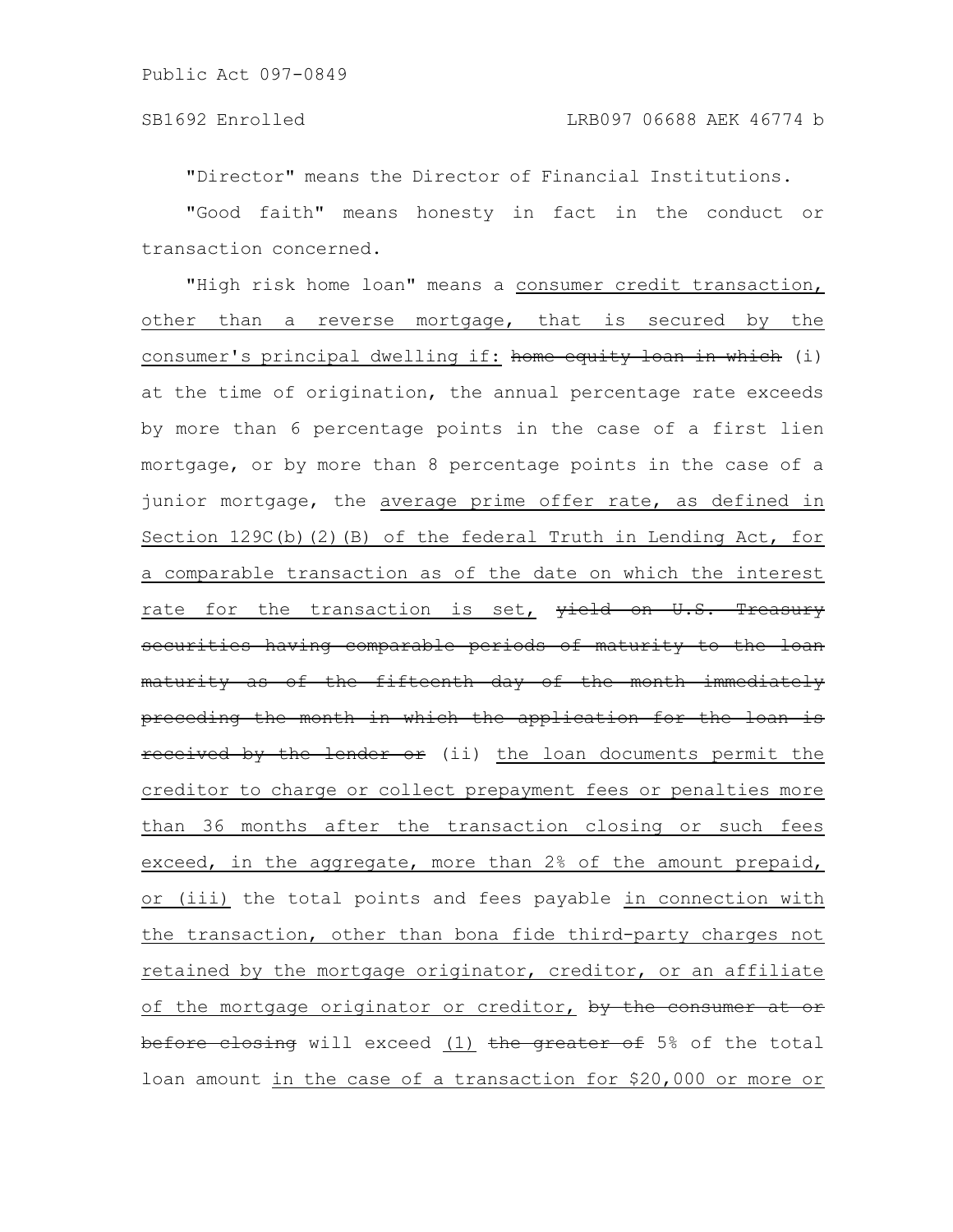"Director" means the Director of Financial Institutions.

"Good faith" means honesty in fact in the conduct or transaction concerned.

"High risk home loan" means a <u>consumer credit transaction, other than a reverse mortgage, that is secured by the consumer's principal dwelling if:</u> ~~home equity loan in which~~ (i) at the time of origination, the annual percentage rate exceeds by more than 6 percentage points in the case of a first lien mortgage, or by more than 8 percentage points in the case of a junior mortgage, the <u>average prime offer rate, as defined in Section 129C(b)(2)(B) of the federal Truth in Lending Act, for a comparable transaction as of the date on which the interest rate for the transaction is set,</u> ~~yield on U.S. Treasury securities having comparable periods of maturity to the loan maturity as of the fifteenth day of the month immediately preceding the month in which the application for the loan is received by the lender or~~ (ii) <u>the loan documents permit the creditor to charge or collect prepayment fees or penalties more than 36 months after the transaction closing or such fees exceed, in the aggregate, more than 2% of the amount prepaid, or (iii)</u> the total points and fees payable <u>in connection with the transaction, other than bona fide third-party charges not retained by the mortgage originator, creditor, or an affiliate of the mortgage originator or creditor,</u> ~~by the consumer at or before closing~~ will exceed <u>(1)</u> ~~the greater of~~ 5% of the total loan amount <u>in the case of a transaction for $20,000 or more or</u>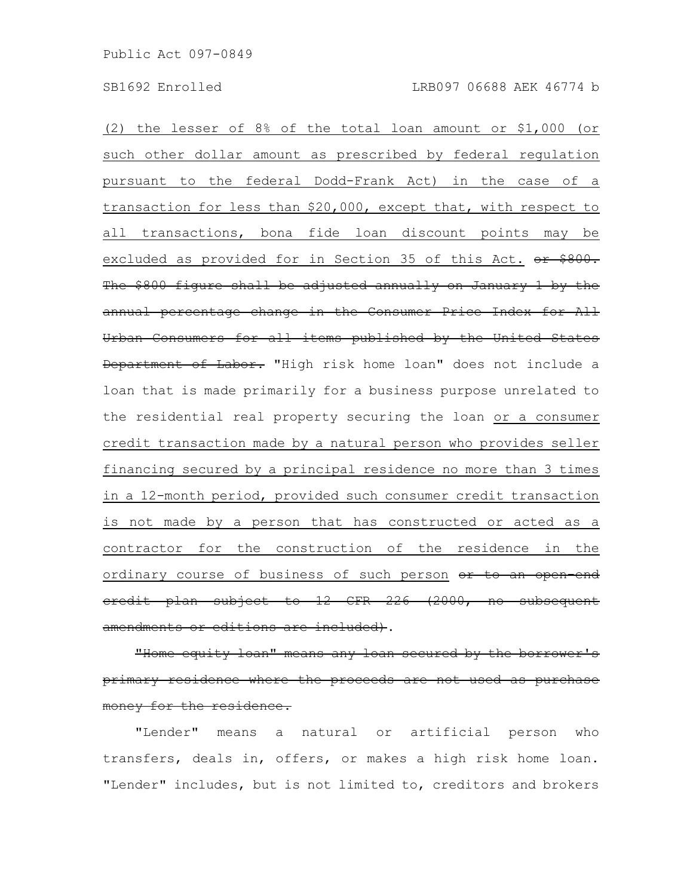(2) the lesser of 8% of the total loan amount or $1,000 (or such other dollar amount as prescribed by federal regulation pursuant to the federal Dodd-Frank Act) in the case of a transaction for less than $20,000, except that, with respect to all transactions, bona fide loan discount points may be excluded as provided for in Section 35 of this Act. ~~or $800. The $800 figure shall be adjusted annually on January 1 by the annual percentage change in the Consumer Price Index for All Urban Consumers for all items published by the United States Department of Labor.~~ "High risk home loan" does not include a loan that is made primarily for a business purpose unrelated to the residential real property securing the loan or a consumer credit transaction made by a natural person who provides seller financing secured by a principal residence no more than 3 times in a 12-month period, provided such consumer credit transaction is not made by a person that has constructed or acted as a contractor for the construction of the residence in the ordinary course of business of such person ~~or to an open-end credit plan subject to 12 CFR 226 (2000, no subsequent amendments or editions are included)~~.

~~"Home equity loan" means any loan secured by the borrower's primary residence where the proceeds are not used as purchase money for the residence.~~

"Lender" means a natural or artificial person who transfers, deals in, offers, or makes a high risk home loan. "Lender" includes, but is not limited to, creditors and brokers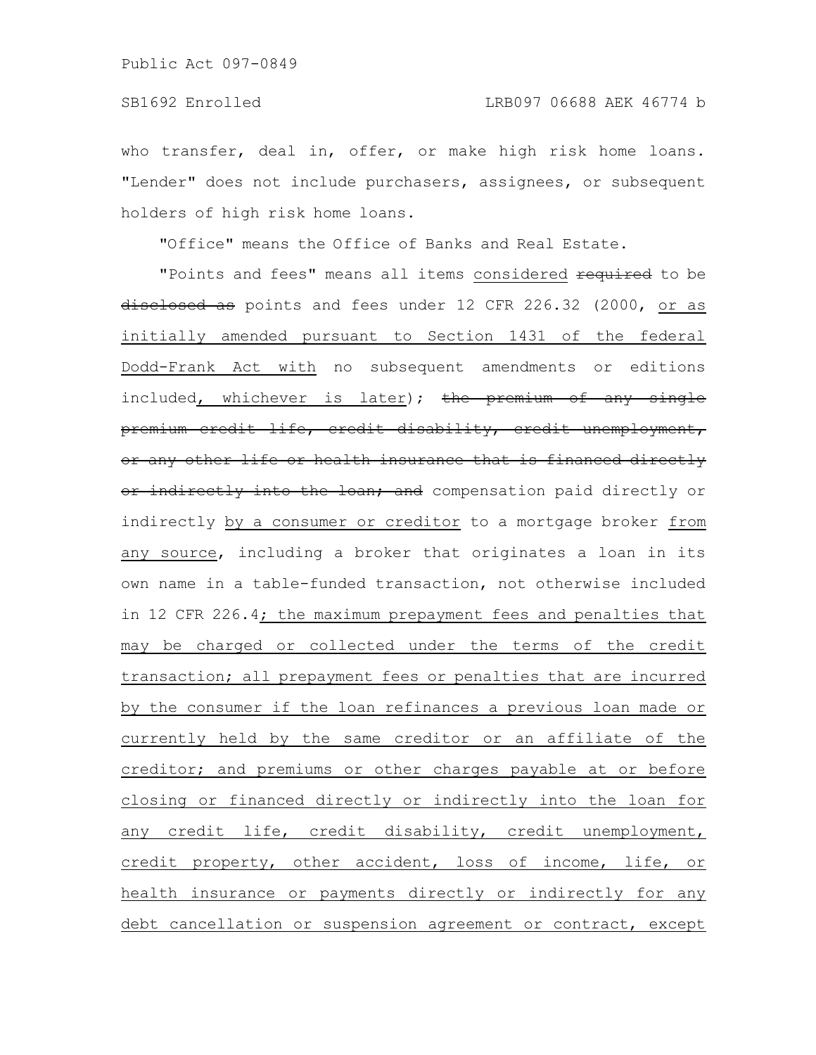who transfer, deal in, offer, or make high risk home loans. "Lender" does not include purchasers, assignees, or subsequent holders of high risk home loans.

"Office" means the Office of Banks and Real Estate.

"Points and fees" means all items considered ~~required~~ to be ~~disclosed as~~ points and fees under 12 CFR 226.32 (2000, or as initially amended pursuant to Section 1431 of the federal Dodd-Frank Act with no subsequent amendments or editions included, whichever is later); ~~the premium of any single premium credit life, credit disability, credit unemployment, or any other life or health insurance that is financed directly or indirectly into the loan; and~~ compensation paid directly or indirectly by a consumer or creditor to a mortgage broker from any source, including a broker that originates a loan in its own name in a table-funded transaction, not otherwise included in 12 CFR 226.4; the maximum prepayment fees and penalties that may be charged or collected under the terms of the credit transaction; all prepayment fees or penalties that are incurred by the consumer if the loan refinances a previous loan made or currently held by the same creditor or an affiliate of the creditor; and premiums or other charges payable at or before closing or financed directly or indirectly into the loan for any credit life, credit disability, credit unemployment, credit property, other accident, loss of income, life, or health insurance or payments directly or indirectly for any debt cancellation or suspension agreement or contract, except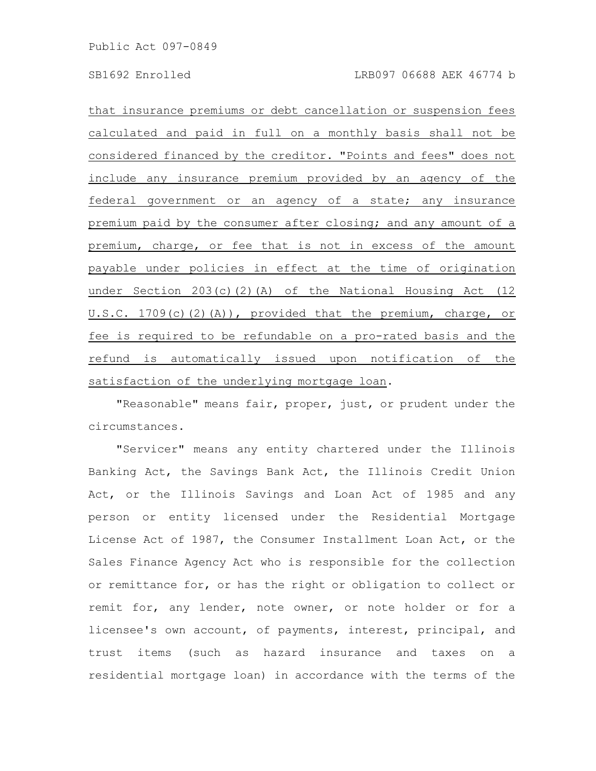that insurance premiums or debt cancellation or suspension fees calculated and paid in full on a monthly basis shall not be considered financed by the creditor. "Points and fees" does not include any insurance premium provided by an agency of the federal government or an agency of a state; any insurance premium paid by the consumer after closing; and any amount of a premium, charge, or fee that is not in excess of the amount payable under policies in effect at the time of origination under Section 203(c)(2)(A) of the National Housing Act (12 U.S.C. 1709(c)(2)(A)), provided that the premium, charge, or fee is required to be refundable on a pro-rated basis and the refund is automatically issued upon notification of the satisfaction of the underlying mortgage loan.

"Reasonable" means fair, proper, just, or prudent under the circumstances.

"Servicer" means any entity chartered under the Illinois Banking Act, the Savings Bank Act, the Illinois Credit Union Act, or the Illinois Savings and Loan Act of 1985 and any person or entity licensed under the Residential Mortgage License Act of 1987, the Consumer Installment Loan Act, or the Sales Finance Agency Act who is responsible for the collection or remittance for, or has the right or obligation to collect or remit for, any lender, note owner, or note holder or for a licensee's own account, of payments, interest, principal, and trust items (such as hazard insurance and taxes on a residential mortgage loan) in accordance with the terms of the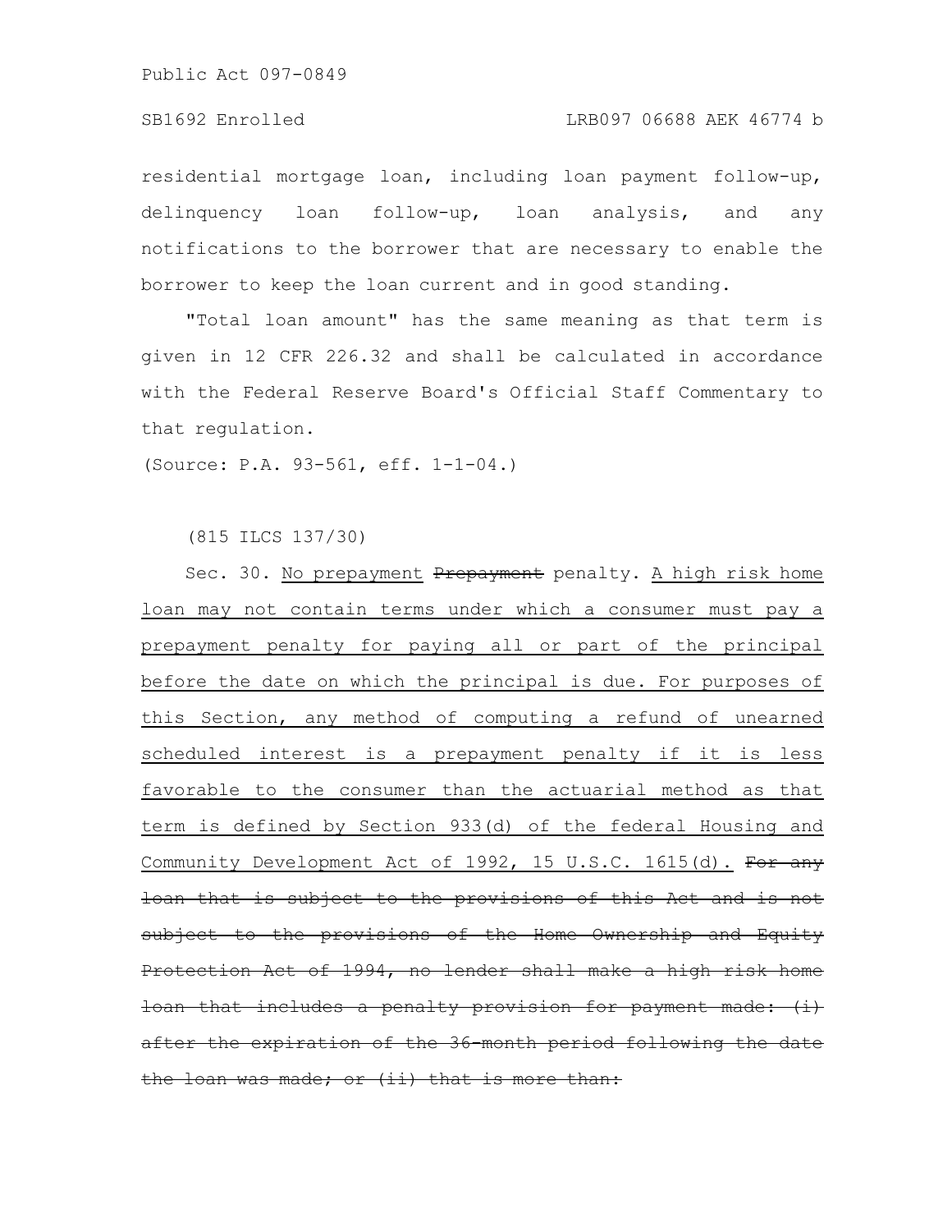residential mortgage loan, including loan payment follow-up, delinquency loan follow-up, loan analysis, and any notifications to the borrower that are necessary to enable the borrower to keep the loan current and in good standing.

"Total loan amount" has the same meaning as that term is given in 12 CFR 226.32 and shall be calculated in accordance with the Federal Reserve Board's Official Staff Commentary to that regulation.

(Source: P.A. 93-561, eff. 1-1-04.)

(815 ILCS 137/30)

Sec. 30. <u>No prepayment</u> ~~Prepayment~~ penalty. <u>A high risk home loan may not contain terms under which a consumer must pay a prepayment penalty for paying all or part of the principal before the date on which the principal is due. For purposes of this Section, any method of computing a refund of unearned scheduled interest is a prepayment penalty if it is less favorable to the consumer than the actuarial method as that term is defined by Section 933(d) of the federal Housing and Community Development Act of 1992, 15 U.S.C. 1615(d).</u> ~~For any loan that is subject to the provisions of this Act and is not subject to the provisions of the Home Ownership and Equity Protection Act of 1994, no lender shall make a high risk home loan that includes a penalty provision for payment made: (i) after the expiration of the 36-month period following the date the loan was made; or (ii) that is more than:~~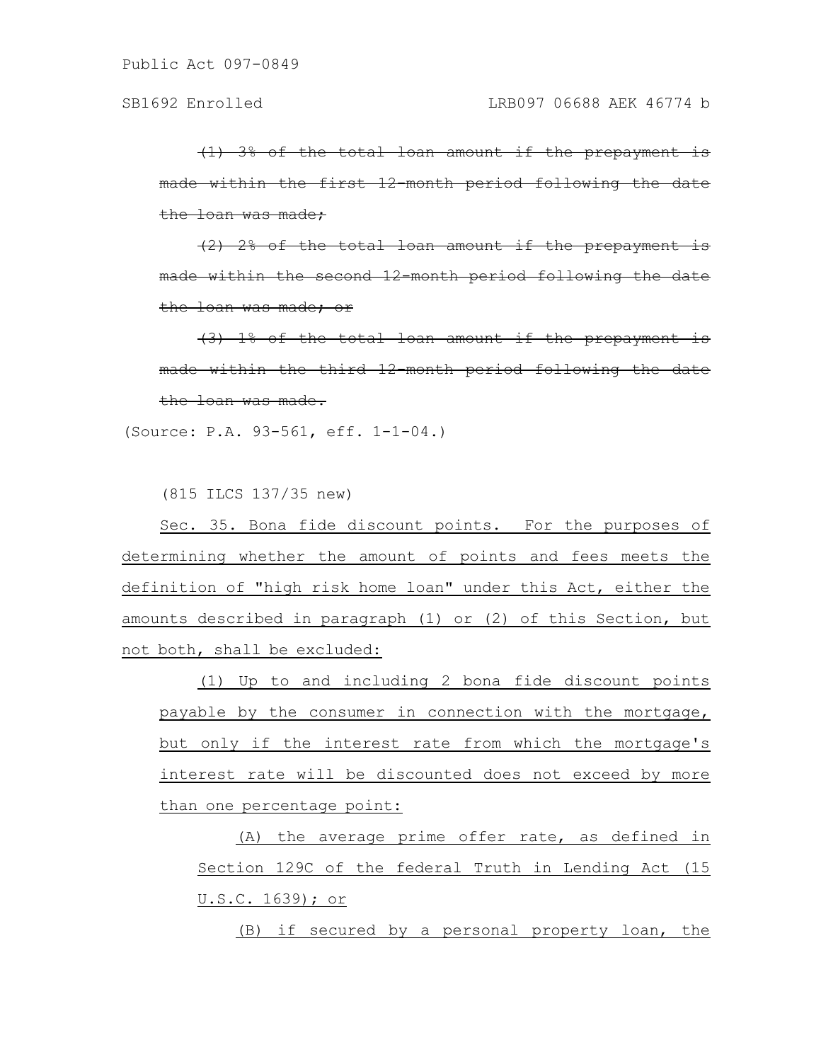~~(1) 3% of the total loan amount if the prepayment is made within the first 12-month period following the date the loan was made;~~

~~(2) 2% of the total loan amount if the prepayment is made within the second 12-month period following the date the loan was made; or~~

~~(3) 1% of the total loan amount if the prepayment is made within the third 12-month period following the date the loan was made.~~

(Source: P.A. 93-561, eff. 1-1-04.)

(815 ILCS 137/35 new)

<u>Sec. 35. Bona fide discount points. For the purposes of determining whether the amount of points and fees meets the definition of "high risk home loan" under this Act, either the amounts described in paragraph (1) or (2) of this Section, but not both, shall be excluded:</u>

<u>(1) Up to and including 2 bona fide discount points payable by the consumer in connection with the mortgage, but only if the interest rate from which the mortgage's interest rate will be discounted does not exceed by more than one percentage point:</u>

<u>(A) the average prime offer rate, as defined in Section 129C of the federal Truth in Lending Act (15 U.S.C. 1639); or</u>

<u>(B) if secured by a personal property loan, the</u>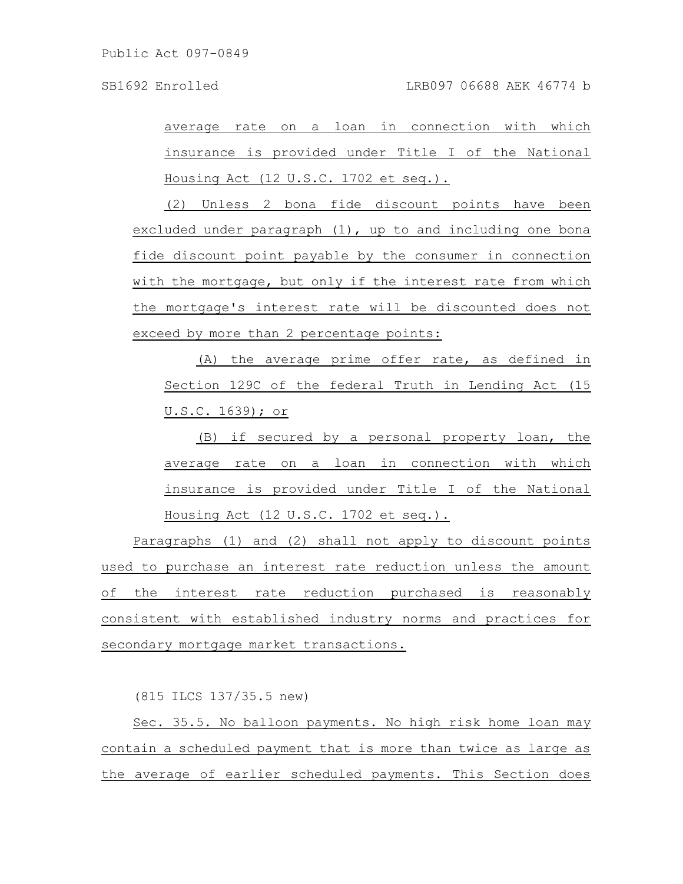average rate on a loan in connection with which insurance is provided under Title I of the National Housing Act (12 U.S.C. 1702 et seq.).

(2) Unless 2 bona fide discount points have been excluded under paragraph (1), up to and including one bona fide discount point payable by the consumer in connection with the mortgage, but only if the interest rate from which the mortgage's interest rate will be discounted does not exceed by more than 2 percentage points:

(A) the average prime offer rate, as defined in Section 129C of the federal Truth in Lending Act (15 U.S.C. 1639); or

(B) if secured by a personal property loan, the average rate on a loan in connection with which insurance is provided under Title I of the National Housing Act (12 U.S.C. 1702 et seq.).

Paragraphs (1) and (2) shall not apply to discount points used to purchase an interest rate reduction unless the amount of the interest rate reduction purchased is reasonably consistent with established industry norms and practices for secondary mortgage market transactions.

(815 ILCS 137/35.5 new)

Sec. 35.5. No balloon payments. No high risk home loan may contain a scheduled payment that is more than twice as large as the average of earlier scheduled payments. This Section does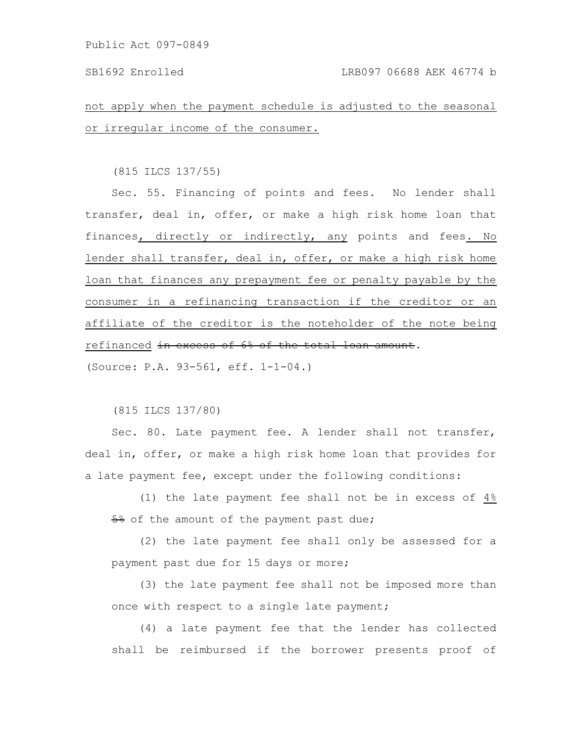not apply when the payment schedule is adjusted to the seasonal or irregular income of the consumer.

(815 ILCS 137/55)

Sec. 55. Financing of points and fees. No lender shall transfer, deal in, offer, or make a high risk home loan that finances, directly or indirectly, any points and fees. No lender shall transfer, deal in, offer, or make a high risk home loan that finances any prepayment fee or penalty payable by the consumer in a refinancing transaction if the creditor or an affiliate of the creditor is the noteholder of the note being refinanced ~~in excess of 6% of the total loan amount~~.

(Source: P.A. 93-561, eff. 1-1-04.)

(815 ILCS 137/80)

Sec. 80. Late payment fee. A lender shall not transfer, deal in, offer, or make a high risk home loan that provides for a late payment fee, except under the following conditions:

(1) the late payment fee shall not be in excess of 4% ~~5%~~ of the amount of the payment past due;

(2) the late payment fee shall only be assessed for a payment past due for 15 days or more;

(3) the late payment fee shall not be imposed more than once with respect to a single late payment;

(4) a late payment fee that the lender has collected shall be reimbursed if the borrower presents proof of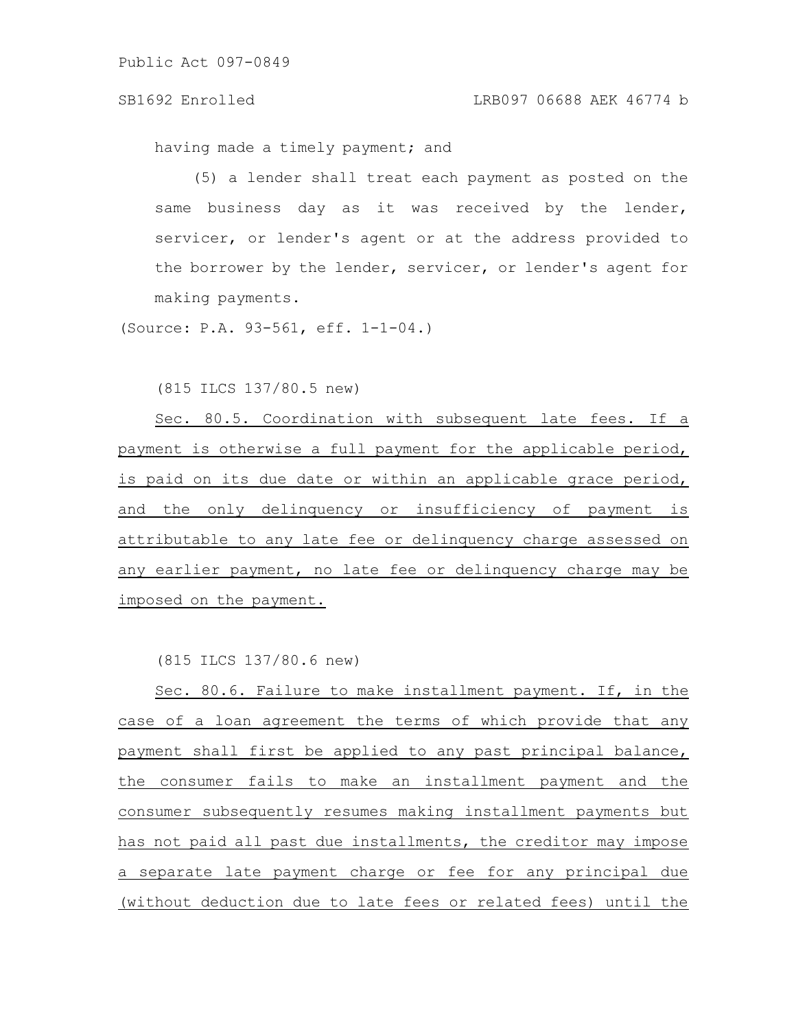having made a timely payment; and

(5) a lender shall treat each payment as posted on the same business day as it was received by the lender, servicer, or lender's agent or at the address provided to the borrower by the lender, servicer, or lender's agent for making payments.

(Source: P.A. 93-561, eff. 1-1-04.)

(815 ILCS 137/80.5 new)

Sec. 80.5. Coordination with subsequent late fees. If a payment is otherwise a full payment for the applicable period, is paid on its due date or within an applicable grace period, and the only delinquency or insufficiency of payment is attributable to any late fee or delinquency charge assessed on any earlier payment, no late fee or delinquency charge may be imposed on the payment.

(815 ILCS 137/80.6 new)

Sec. 80.6. Failure to make installment payment. If, in the case of a loan agreement the terms of which provide that any payment shall first be applied to any past principal balance, the consumer fails to make an installment payment and the consumer subsequently resumes making installment payments but has not paid all past due installments, the creditor may impose a separate late payment charge or fee for any principal due (without deduction due to late fees or related fees) until the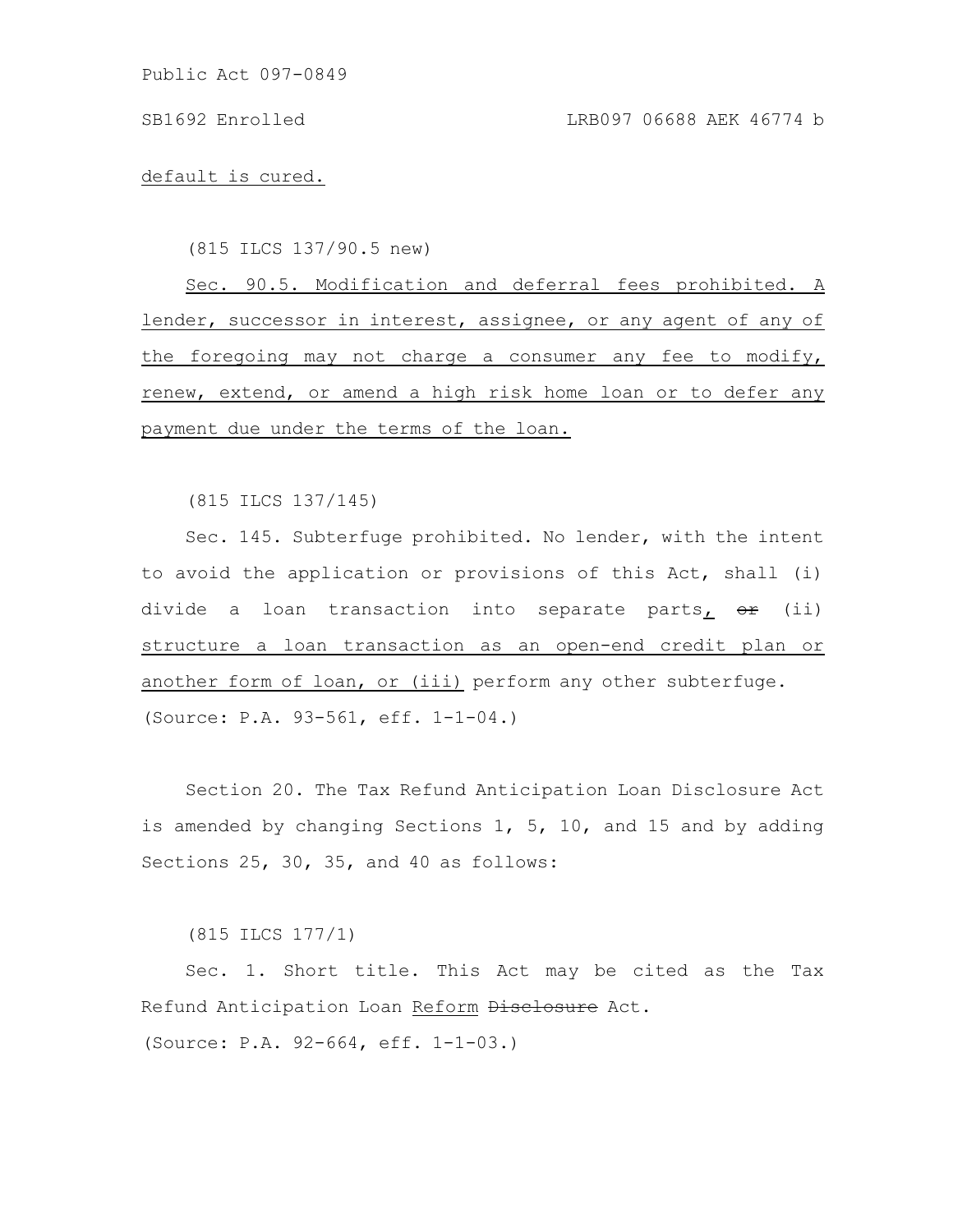default is cured.

(815 ILCS 137/90.5 new)

Sec. 90.5. Modification and deferral fees prohibited. A lender, successor in interest, assignee, or any agent of any of the foregoing may not charge a consumer any fee to modify, renew, extend, or amend a high risk home loan or to defer any payment due under the terms of the loan.

(815 ILCS 137/145)

Sec. 145. Subterfuge prohibited. No lender, with the intent to avoid the application or provisions of this Act, shall (i) divide a loan transaction into separate parts, ~~or~~ (ii) structure a loan transaction as an open-end credit plan or another form of loan, or (iii) perform any other subterfuge.

(Source: P.A. 93-561, eff. 1-1-04.)

Section 20. The Tax Refund Anticipation Loan Disclosure Act is amended by changing Sections 1, 5, 10, and 15 and by adding Sections 25, 30, 35, and 40 as follows:

(815 ILCS 177/1)

Sec. 1. Short title. This Act may be cited as the Tax Refund Anticipation Loan Reform ~~Disclosure~~ Act.

(Source: P.A. 92-664, eff. 1-1-03.)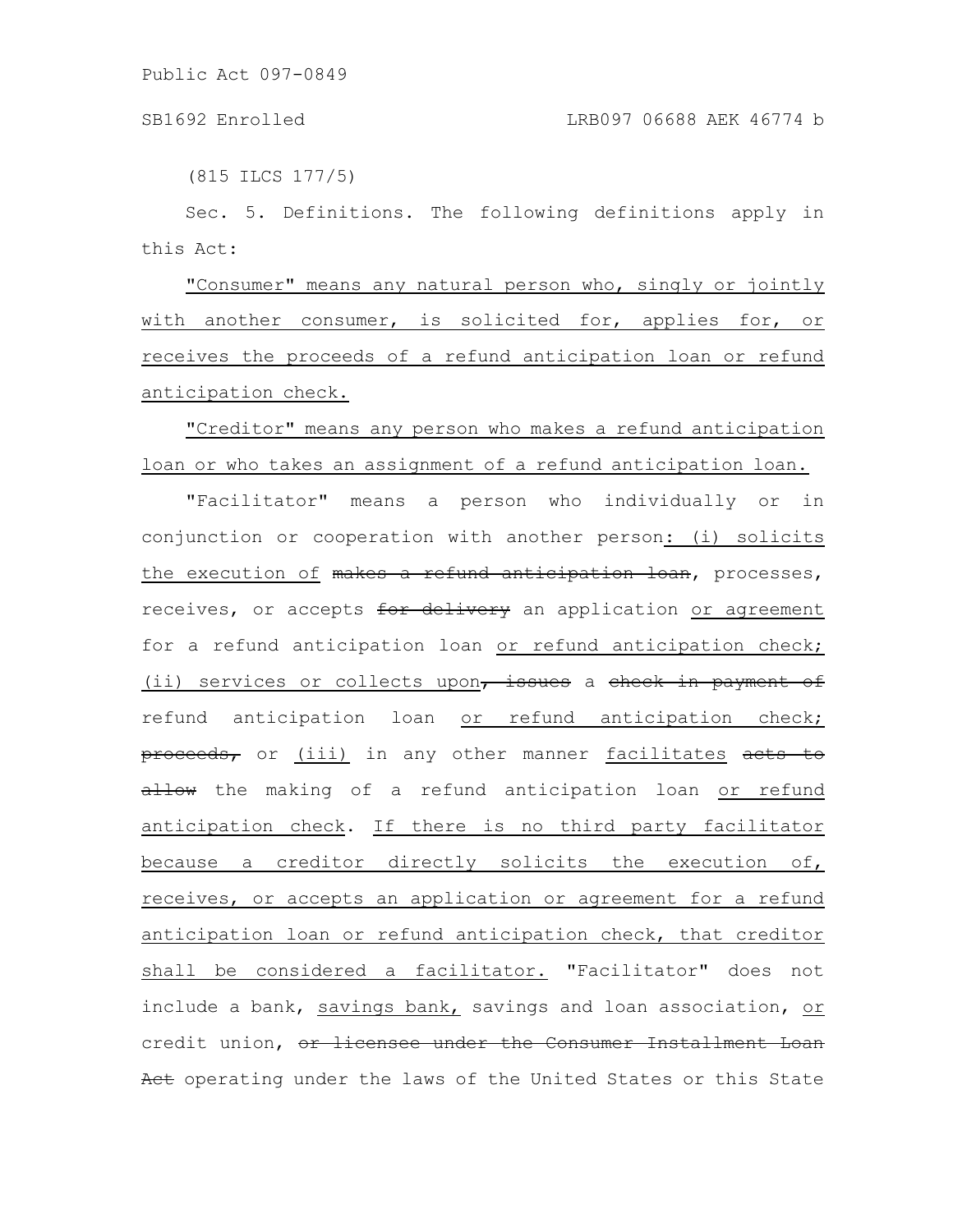(815 ILCS 177/5)

Sec. 5. Definitions. The following definitions apply in this Act:

<u>"Consumer" means any natural person who, singly or jointly with another consumer, is solicited for, applies for, or receives the proceeds of a refund anticipation loan or refund anticipation check.</u>

<u>"Creditor" means any person who makes a refund anticipation loan or who takes an assignment of a refund anticipation loan.</u>

"Facilitator" means a person who individually or in conjunction or cooperation with another person<u>: (i) solicits the execution of</u> ~~makes a refund anticipation loan~~, processes, receives, or accepts ~~for delivery~~ an application <u>or agreement</u> for a refund anticipation loan <u>or refund anticipation check; (ii) services or collects upon</u>~~, issues~~ a ~~check in payment of~~ refund anticipation loan <u>or refund anticipation check;</u> ~~proceeds,~~ or <u>(iii)</u> in any other manner <u>facilitates</u> ~~acts to allow~~ the making of a refund anticipation loan <u>or refund anticipation check</u>. <u>If there is no third party facilitator because a creditor directly solicits the execution of, receives, or accepts an application or agreement for a refund anticipation loan or refund anticipation check, that creditor shall be considered a facilitator.</u> "Facilitator" does not include a bank, <u>savings bank,</u> savings and loan association, <u>or</u> credit union, ~~or licensee under the Consumer Installment Loan Act~~ operating under the laws of the United States or this State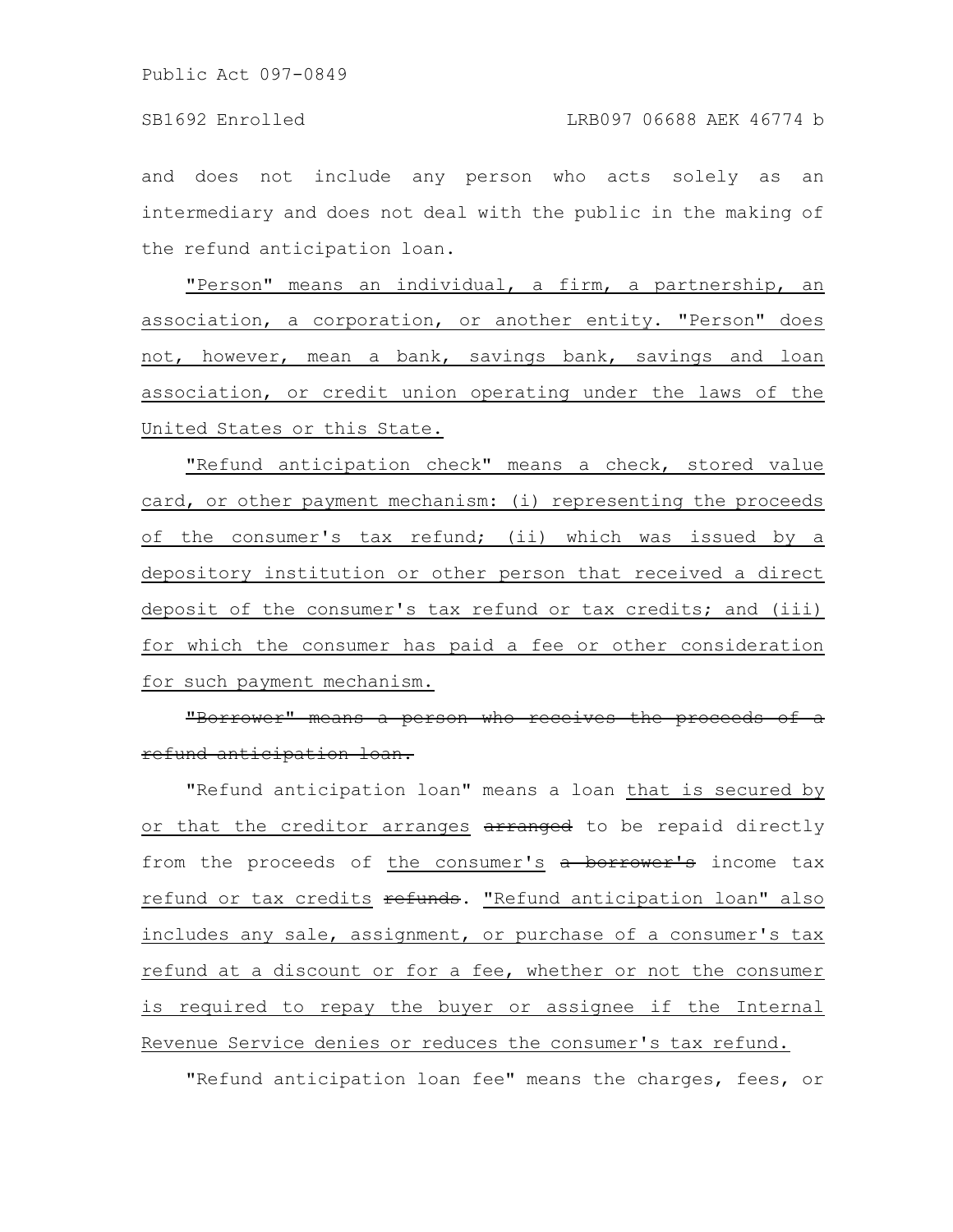and does not include any person who acts solely as an intermediary and does not deal with the public in the making of the refund anticipation loan.

<u>"Person" means an individual, a firm, a partnership, an association, a corporation, or another entity. "Person" does not, however, mean a bank, savings bank, savings and loan association, or credit union operating under the laws of the United States or this State.</u>

<u>"Refund anticipation check" means a check, stored value card, or other payment mechanism: (i) representing the proceeds of the consumer's tax refund; (ii) which was issued by a depository institution or other person that received a direct deposit of the consumer's tax refund or tax credits; and (iii) for which the consumer has paid a fee or other consideration for such payment mechanism.</u>

~~"Borrower" means a person who receives the proceeds of a refund anticipation loan.~~

"Refund anticipation loan" means a loan <u>that is secured by or that the creditor arranges</u> ~~arranged~~ to be repaid directly from the proceeds of <u>the consumer's</u> ~~a borrower's~~ income tax <u>refund or tax credits</u> ~~refunds~~. <u>"Refund anticipation loan" also includes any sale, assignment, or purchase of a consumer's tax refund at a discount or for a fee, whether or not the consumer is required to repay the buyer or assignee if the Internal Revenue Service denies or reduces the consumer's tax refund.</u>

"Refund anticipation loan fee" means the charges, fees, or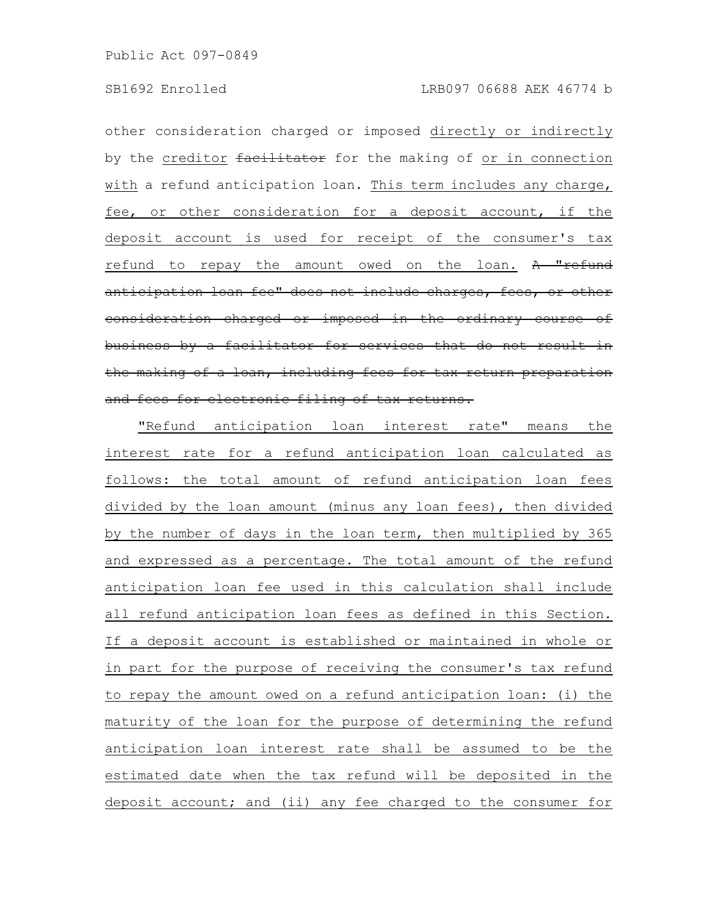other consideration charged or imposed directly or indirectly by the creditor ~~facilitator~~ for the making of or in connection with a refund anticipation loan. This term includes any charge, fee, or other consideration for a deposit account, if the deposit account is used for receipt of the consumer's tax refund to repay the amount owed on the loan. ~~A "refund anticipation loan fee" does not include charges, fees, or other consideration charged or imposed in the ordinary course of business by a facilitator for services that do not result in the making of a loan, including fees for tax return preparation and fees for electronic filing of tax returns.~~

"Refund anticipation loan interest rate" means the interest rate for a refund anticipation loan calculated as follows: the total amount of refund anticipation loan fees divided by the loan amount (minus any loan fees), then divided by the number of days in the loan term, then multiplied by 365 and expressed as a percentage. The total amount of the refund anticipation loan fee used in this calculation shall include all refund anticipation loan fees as defined in this Section. If a deposit account is established or maintained in whole or in part for the purpose of receiving the consumer's tax refund to repay the amount owed on a refund anticipation loan: (i) the maturity of the loan for the purpose of determining the refund anticipation loan interest rate shall be assumed to be the estimated date when the tax refund will be deposited in the deposit account; and (ii) any fee charged to the consumer for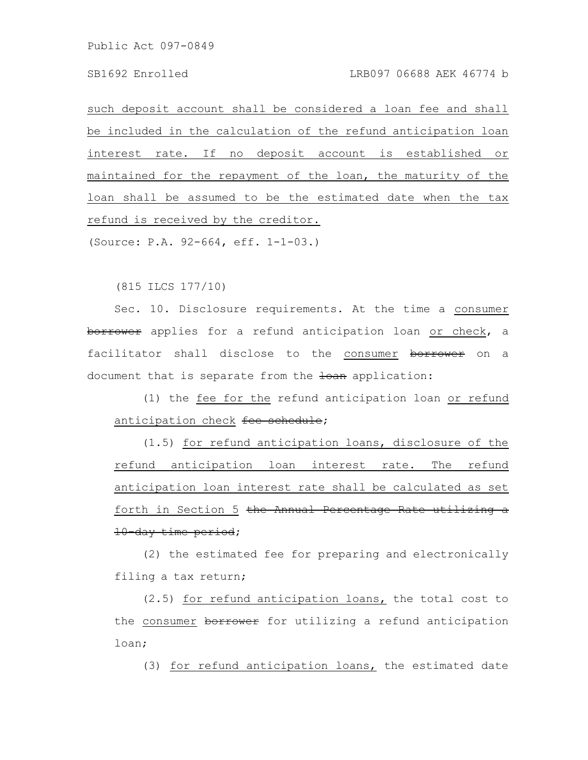such deposit account shall be considered a loan fee and shall be included in the calculation of the refund anticipation loan interest rate. If no deposit account is established or maintained for the repayment of the loan, the maturity of the loan shall be assumed to be the estimated date when the tax refund is received by the creditor.

(Source: P.A. 92-664, eff. 1-1-03.)

(815 ILCS 177/10)

Sec. 10. Disclosure requirements. At the time a consumer ~~borrower~~ applies for a refund anticipation loan or check, a facilitator shall disclose to the consumer ~~borrower~~ on a document that is separate from the ~~loan~~ application:

(1) the fee for the refund anticipation loan or refund anticipation check ~~fee schedule~~;

(1.5) for refund anticipation loans, disclosure of the refund anticipation loan interest rate. The refund anticipation loan interest rate shall be calculated as set forth in Section 5 ~~the Annual Percentage Rate utilizing a 10-day time period~~;

(2) the estimated fee for preparing and electronically filing a tax return;

(2.5) for refund anticipation loans, the total cost to the consumer ~~borrower~~ for utilizing a refund anticipation loan;

(3) for refund anticipation loans, the estimated date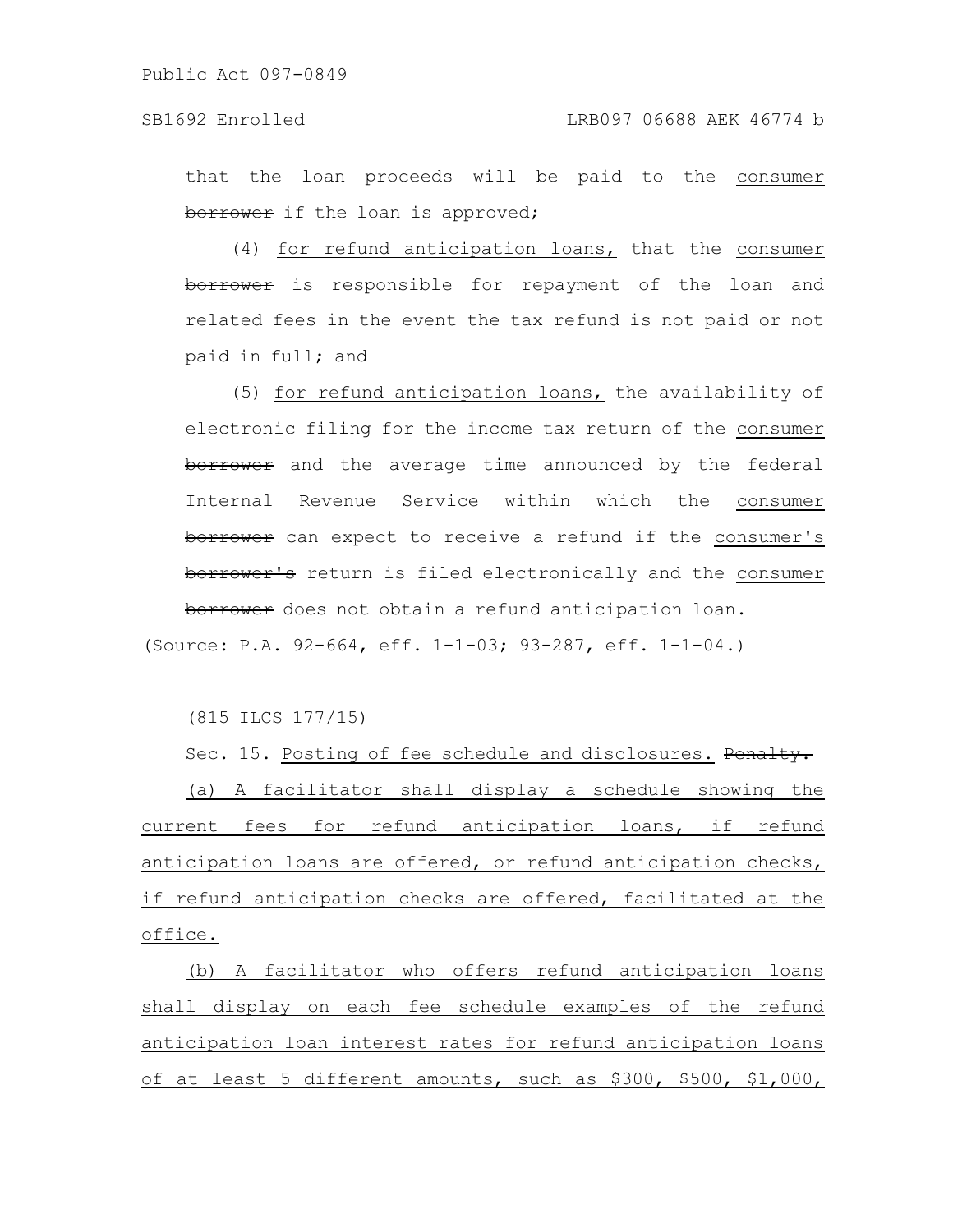that the loan proceeds will be paid to the consumer ~~borrower~~ if the loan is approved;

(4) for refund anticipation loans, that the consumer ~~borrower~~ is responsible for repayment of the loan and related fees in the event the tax refund is not paid or not paid in full; and

(5) for refund anticipation loans, the availability of electronic filing for the income tax return of the consumer ~~borrower~~ and the average time announced by the federal Internal Revenue Service within which the consumer ~~borrower~~ can expect to receive a refund if the consumer's ~~borrower's~~ return is filed electronically and the consumer ~~borrower~~ does not obtain a refund anticipation loan.

(Source: P.A. 92-664, eff. 1-1-03; 93-287, eff. 1-1-04.)

(815 ILCS 177/15)

Sec. 15. Posting of fee schedule and disclosures. ~~Penalty.~~

(a) A facilitator shall display a schedule showing the current fees for refund anticipation loans, if refund anticipation loans are offered, or refund anticipation checks, if refund anticipation checks are offered, facilitated at the office.

(b) A facilitator who offers refund anticipation loans shall display on each fee schedule examples of the refund anticipation loan interest rates for refund anticipation loans of at least 5 different amounts, such as $300, $500, $1,000,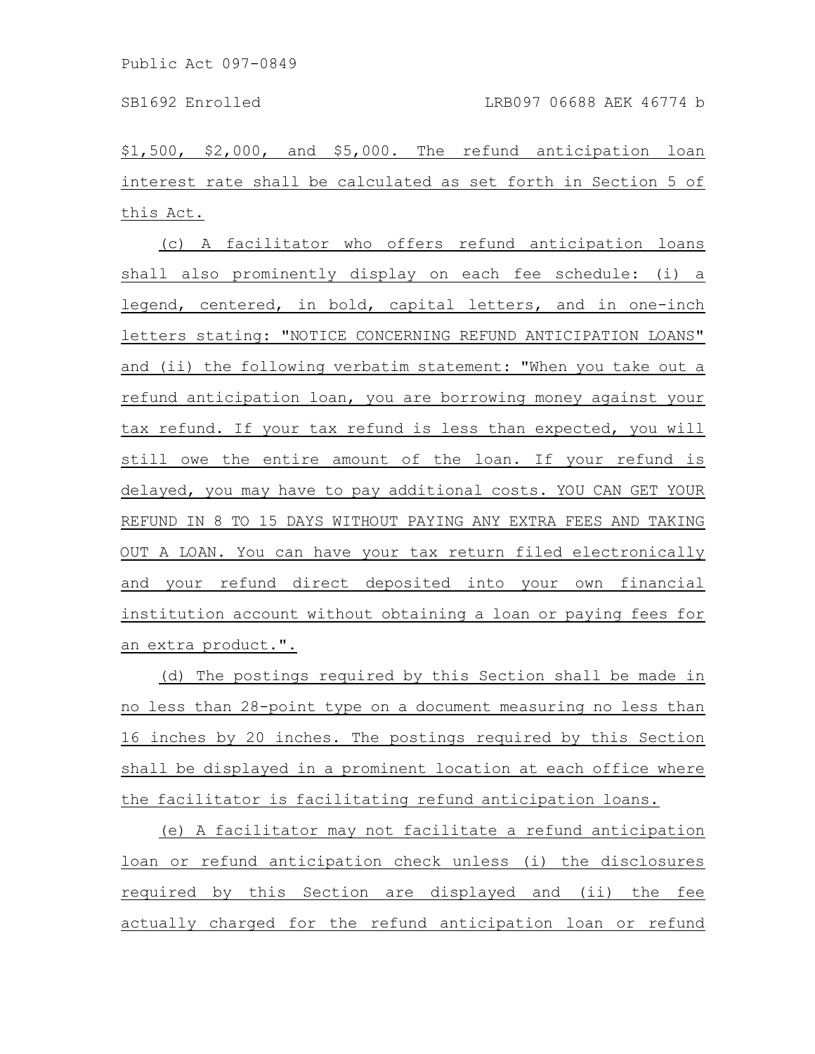$1,500, $2,000, and $5,000. The refund anticipation loan interest rate shall be calculated as set forth in Section 5 of this Act.

(c) A facilitator who offers refund anticipation loans shall also prominently display on each fee schedule: (i) a legend, centered, in bold, capital letters, and in one-inch letters stating: "NOTICE CONCERNING REFUND ANTICIPATION LOANS" and (ii) the following verbatim statement: "When you take out a refund anticipation loan, you are borrowing money against your tax refund. If your tax refund is less than expected, you will still owe the entire amount of the loan. If your refund is delayed, you may have to pay additional costs. YOU CAN GET YOUR REFUND IN 8 TO 15 DAYS WITHOUT PAYING ANY EXTRA FEES AND TAKING OUT A LOAN. You can have your tax return filed electronically and your refund direct deposited into your own financial institution account without obtaining a loan or paying fees for an extra product.".

(d) The postings required by this Section shall be made in no less than 28-point type on a document measuring no less than 16 inches by 20 inches. The postings required by this Section shall be displayed in a prominent location at each office where the facilitator is facilitating refund anticipation loans.

(e) A facilitator may not facilitate a refund anticipation loan or refund anticipation check unless (i) the disclosures required by this Section are displayed and (ii) the fee actually charged for the refund anticipation loan or refund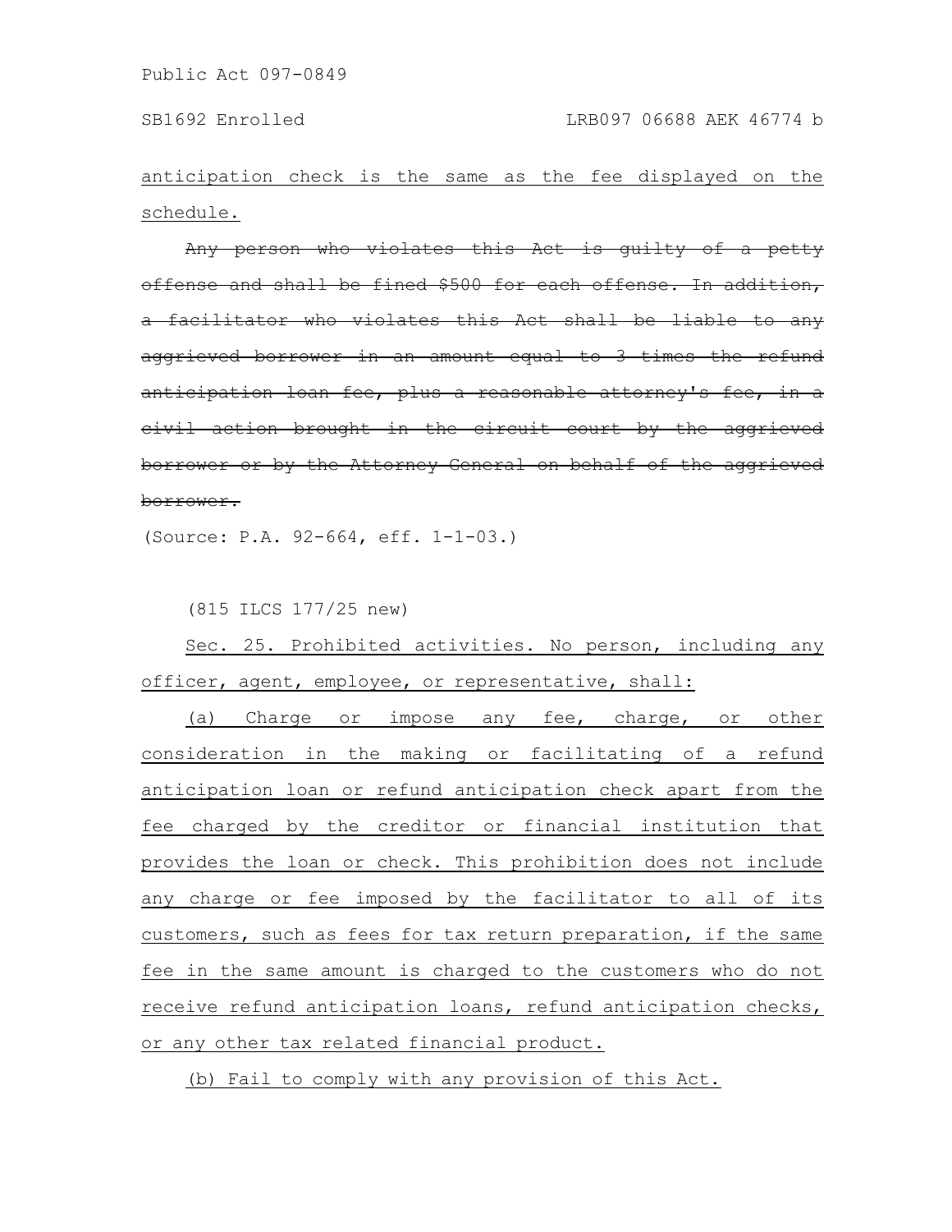anticipation check is the same as the fee displayed on the schedule.

~~Any person who violates this Act is guilty of a petty offense and shall be fined \$500 for each offense. In addition, a facilitator who violates this Act shall be liable to any aggrieved borrower in an amount equal to 3 times the refund anticipation loan fee, plus a reasonable attorney's fee, in a civil action brought in the circuit court by the aggrieved borrower or by the Attorney General on behalf of the aggrieved borrower.~~

(Source: P.A. 92-664, eff. 1-1-03.)

(815 ILCS 177/25 new)

Sec. 25. Prohibited activities. No person, including any officer, agent, employee, or representative, shall:

(a) Charge or impose any fee, charge, or other consideration in the making or facilitating of a refund anticipation loan or refund anticipation check apart from the fee charged by the creditor or financial institution that provides the loan or check. This prohibition does not include any charge or fee imposed by the facilitator to all of its customers, such as fees for tax return preparation, if the same fee in the same amount is charged to the customers who do not receive refund anticipation loans, refund anticipation checks, or any other tax related financial product.

(b) Fail to comply with any provision of this Act.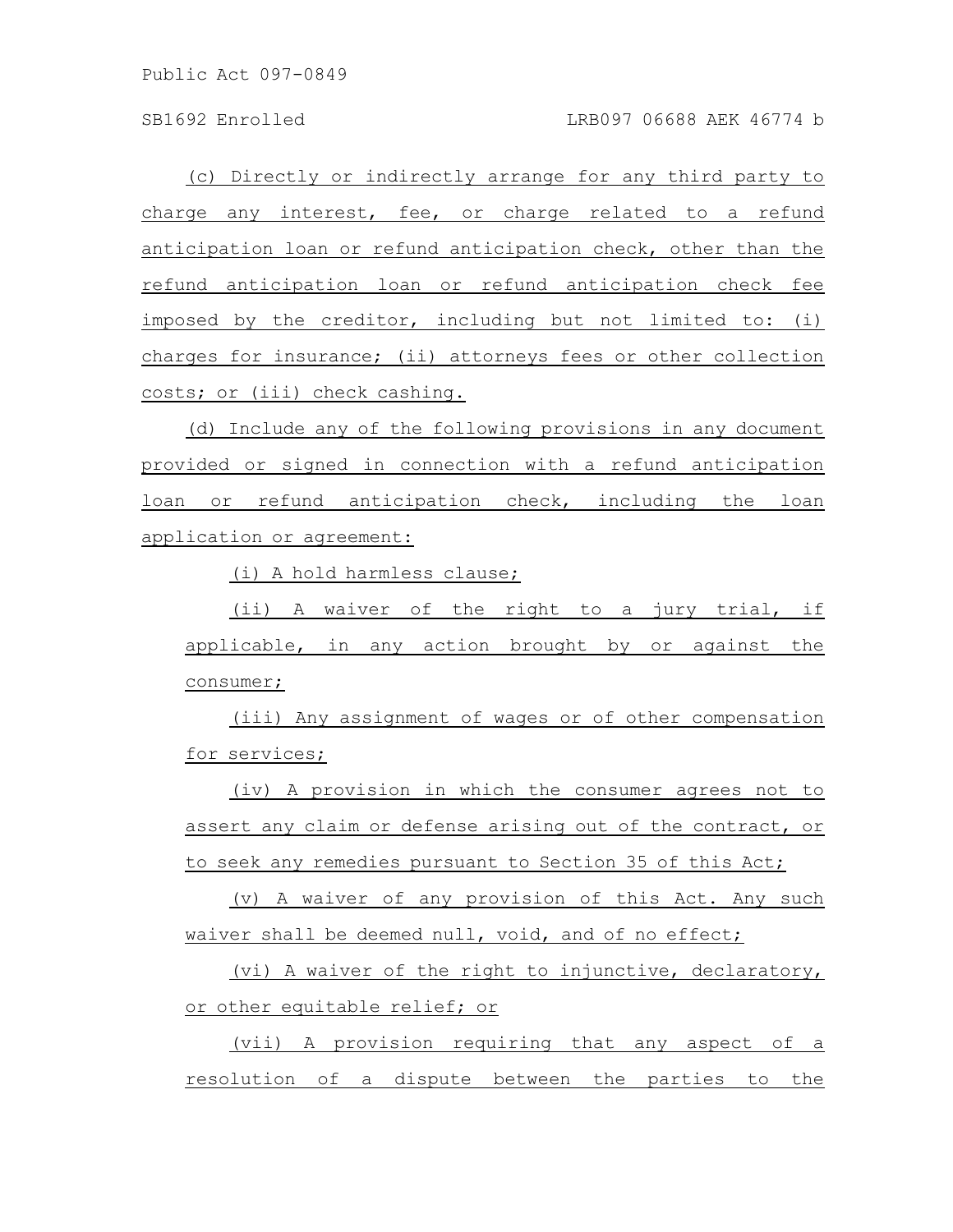(c) Directly or indirectly arrange for any third party to charge any interest, fee, or charge related to a refund anticipation loan or refund anticipation check, other than the refund anticipation loan or refund anticipation check fee imposed by the creditor, including but not limited to: (i) charges for insurance; (ii) attorneys fees or other collection costs; or (iii) check cashing.

(d) Include any of the following provisions in any document provided or signed in connection with a refund anticipation loan or refund anticipation check, including the loan application or agreement:

(i) A hold harmless clause;

(ii) A waiver of the right to a jury trial, if applicable, in any action brought by or against the consumer;

(iii) Any assignment of wages or of other compensation for services;

(iv) A provision in which the consumer agrees not to assert any claim or defense arising out of the contract, or to seek any remedies pursuant to Section 35 of this Act;

(v) A waiver of any provision of this Act. Any such waiver shall be deemed null, void, and of no effect;

(vi) A waiver of the right to injunctive, declaratory, or other equitable relief; or

(vii) A provision requiring that any aspect of a resolution of a dispute between the parties to the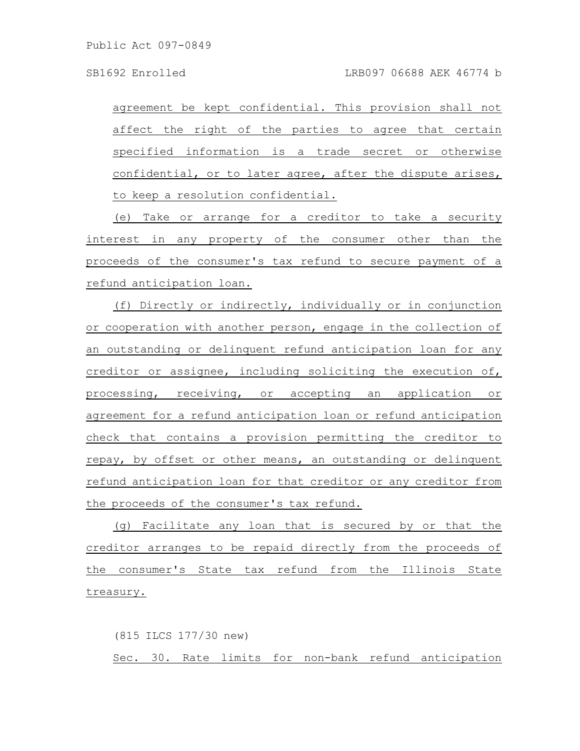agreement be kept confidential. This provision shall not affect the right of the parties to agree that certain specified information is a trade secret or otherwise confidential, or to later agree, after the dispute arises, to keep a resolution confidential.

(e) Take or arrange for a creditor to take a security interest in any property of the consumer other than the proceeds of the consumer's tax refund to secure payment of a refund anticipation loan.

(f) Directly or indirectly, individually or in conjunction or cooperation with another person, engage in the collection of an outstanding or delinquent refund anticipation loan for any creditor or assignee, including soliciting the execution of, processing, receiving, or accepting an application or agreement for a refund anticipation loan or refund anticipation check that contains a provision permitting the creditor to repay, by offset or other means, an outstanding or delinquent refund anticipation loan for that creditor or any creditor from the proceeds of the consumer's tax refund.

(g) Facilitate any loan that is secured by or that the creditor arranges to be repaid directly from the proceeds of the consumer's State tax refund from the Illinois State treasury.

(815 ILCS 177/30 new)

Sec. 30. Rate limits for non-bank refund anticipation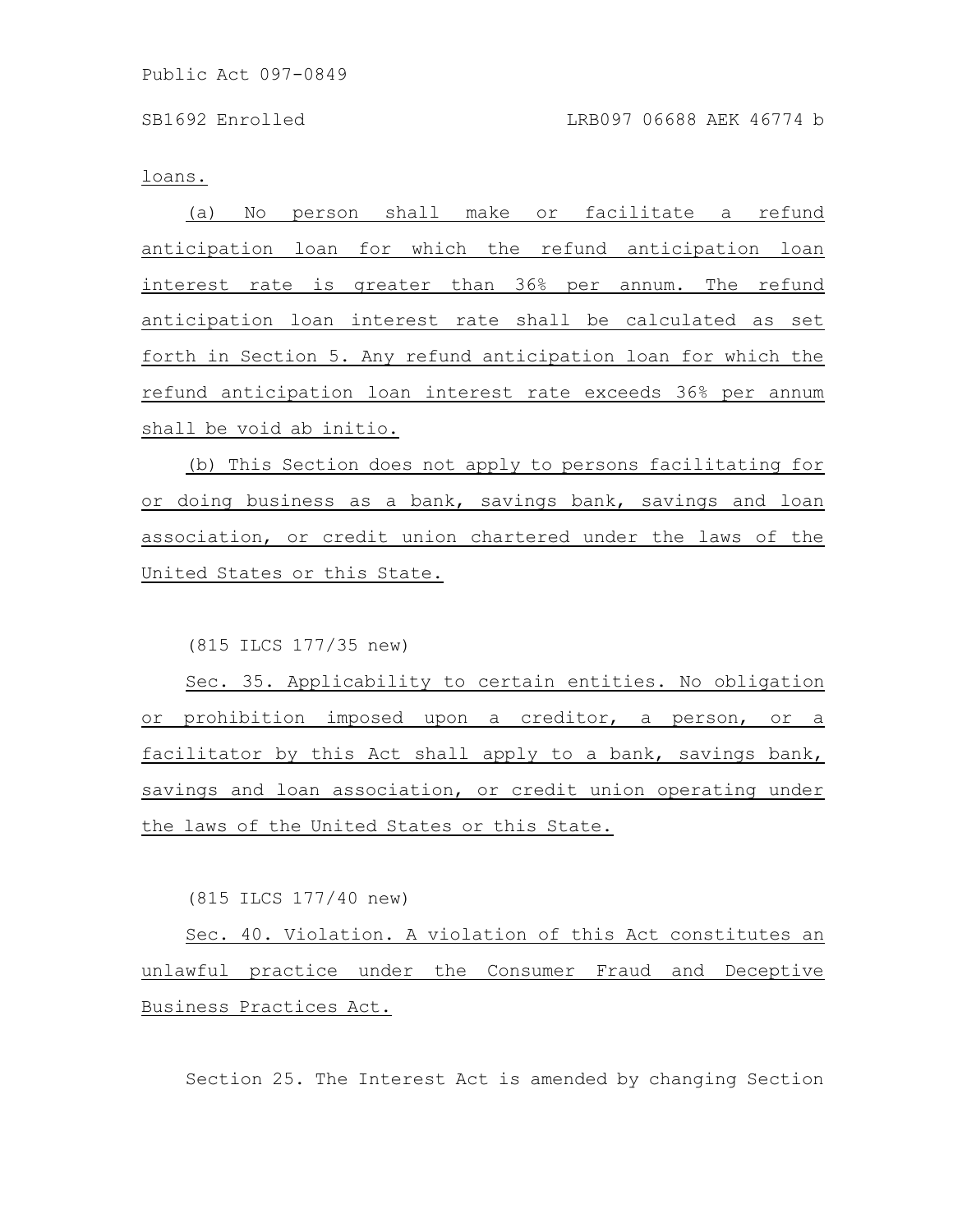loans.

(a) No person shall make or facilitate a refund anticipation loan for which the refund anticipation loan interest rate is greater than 36% per annum. The refund anticipation loan interest rate shall be calculated as set forth in Section 5. Any refund anticipation loan for which the refund anticipation loan interest rate exceeds 36% per annum shall be void ab initio.

(b) This Section does not apply to persons facilitating for or doing business as a bank, savings bank, savings and loan association, or credit union chartered under the laws of the United States or this State.

(815 ILCS 177/35 new)

Sec. 35. Applicability to certain entities. No obligation or prohibition imposed upon a creditor, a person, or a facilitator by this Act shall apply to a bank, savings bank, savings and loan association, or credit union operating under the laws of the United States or this State.

(815 ILCS 177/40 new)

Sec. 40. Violation. A violation of this Act constitutes an unlawful practice under the Consumer Fraud and Deceptive Business Practices Act.

Section 25. The Interest Act is amended by changing Section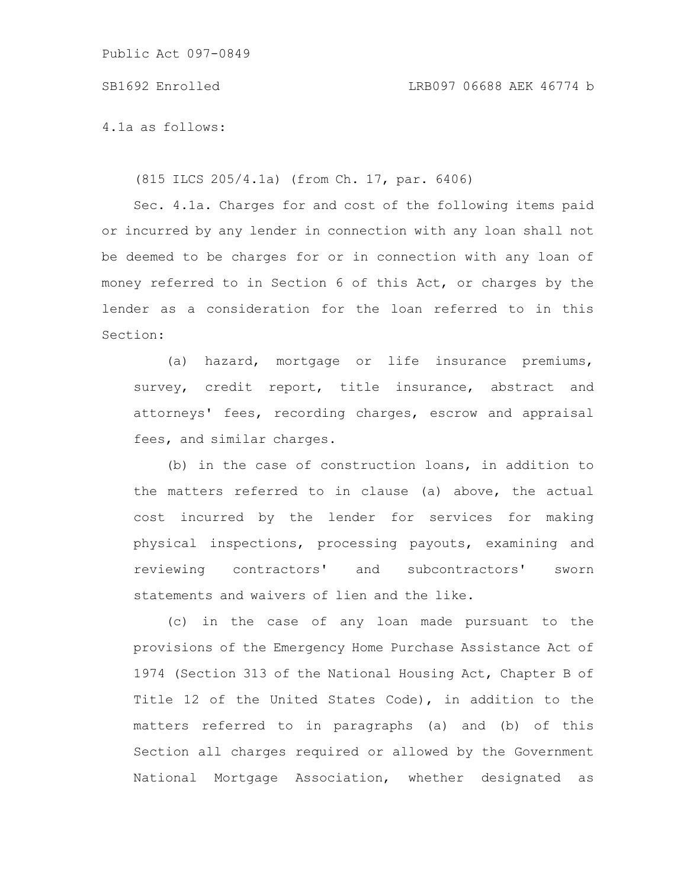4.1a as follows:

(815 ILCS 205/4.1a) (from Ch. 17, par. 6406)

Sec. 4.1a. Charges for and cost of the following items paid or incurred by any lender in connection with any loan shall not be deemed to be charges for or in connection with any loan of money referred to in Section 6 of this Act, or charges by the lender as a consideration for the loan referred to in this Section:

(a) hazard, mortgage or life insurance premiums, survey, credit report, title insurance, abstract and attorneys' fees, recording charges, escrow and appraisal fees, and similar charges.

(b) in the case of construction loans, in addition to the matters referred to in clause (a) above, the actual cost incurred by the lender for services for making physical inspections, processing payouts, examining and reviewing contractors' and subcontractors' sworn statements and waivers of lien and the like.

(c) in the case of any loan made pursuant to the provisions of the Emergency Home Purchase Assistance Act of 1974 (Section 313 of the National Housing Act, Chapter B of Title 12 of the United States Code), in addition to the matters referred to in paragraphs (a) and (b) of this Section all charges required or allowed by the Government National Mortgage Association, whether designated as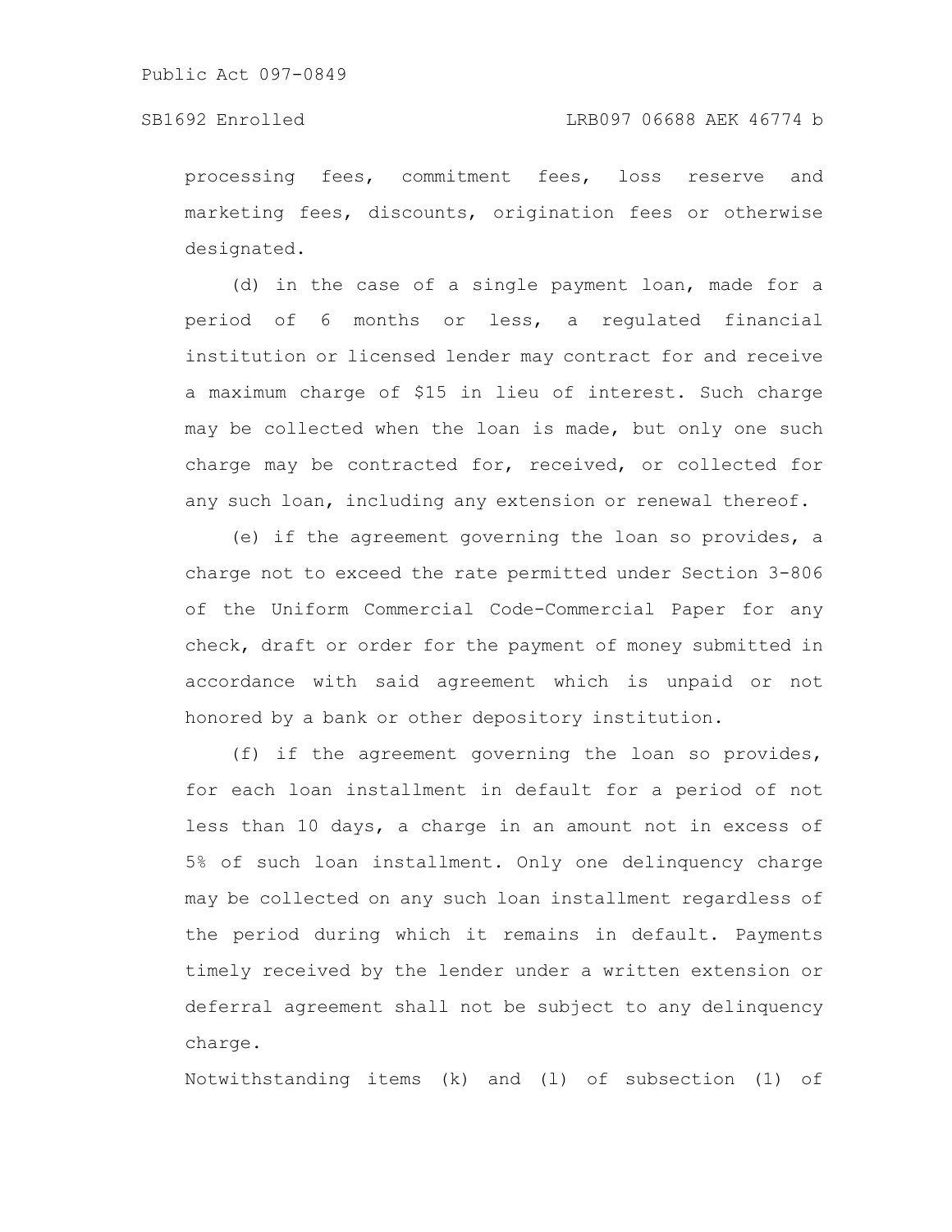processing fees, commitment fees, loss reserve and marketing fees, discounts, origination fees or otherwise designated.

(d) in the case of a single payment loan, made for a period of 6 months or less, a regulated financial institution or licensed lender may contract for and receive a maximum charge of $15 in lieu of interest. Such charge may be collected when the loan is made, but only one such charge may be contracted for, received, or collected for any such loan, including any extension or renewal thereof.

(e) if the agreement governing the loan so provides, a charge not to exceed the rate permitted under Section 3-806 of the Uniform Commercial Code-Commercial Paper for any check, draft or order for the payment of money submitted in accordance with said agreement which is unpaid or not honored by a bank or other depository institution.

(f) if the agreement governing the loan so provides, for each loan installment in default for a period of not less than 10 days, a charge in an amount not in excess of 5% of such loan installment. Only one delinquency charge may be collected on any such loan installment regardless of the period during which it remains in default. Payments timely received by the lender under a written extension or deferral agreement shall not be subject to any delinquency charge.

Notwithstanding items (k) and (l) of subsection (1) of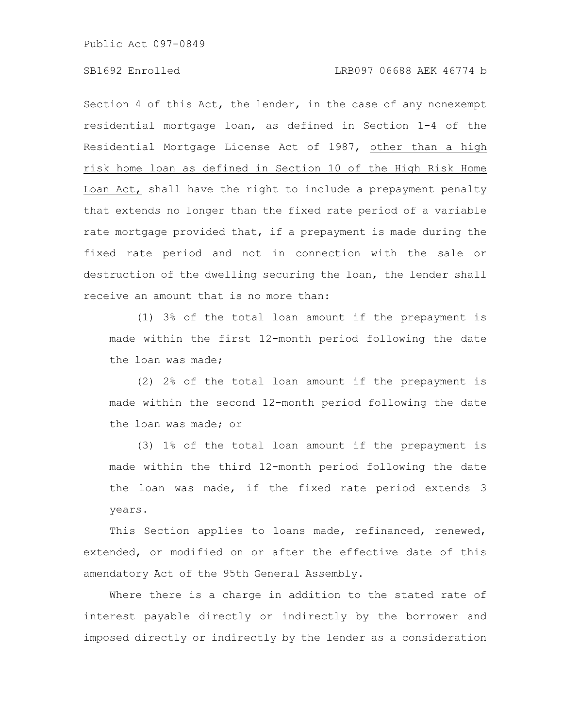Section 4 of this Act, the lender, in the case of any nonexempt residential mortgage loan, as defined in Section 1-4 of the Residential Mortgage License Act of 1987, other than a high risk home loan as defined in Section 10 of the High Risk Home Loan Act, shall have the right to include a prepayment penalty that extends no longer than the fixed rate period of a variable rate mortgage provided that, if a prepayment is made during the fixed rate period and not in connection with the sale or destruction of the dwelling securing the loan, the lender shall receive an amount that is no more than:

(1) 3% of the total loan amount if the prepayment is made within the first 12-month period following the date the loan was made;

(2) 2% of the total loan amount if the prepayment is made within the second 12-month period following the date the loan was made; or

(3) 1% of the total loan amount if the prepayment is made within the third 12-month period following the date the loan was made, if the fixed rate period extends 3 years.

This Section applies to loans made, refinanced, renewed, extended, or modified on or after the effective date of this amendatory Act of the 95th General Assembly.

Where there is a charge in addition to the stated rate of interest payable directly or indirectly by the borrower and imposed directly or indirectly by the lender as a consideration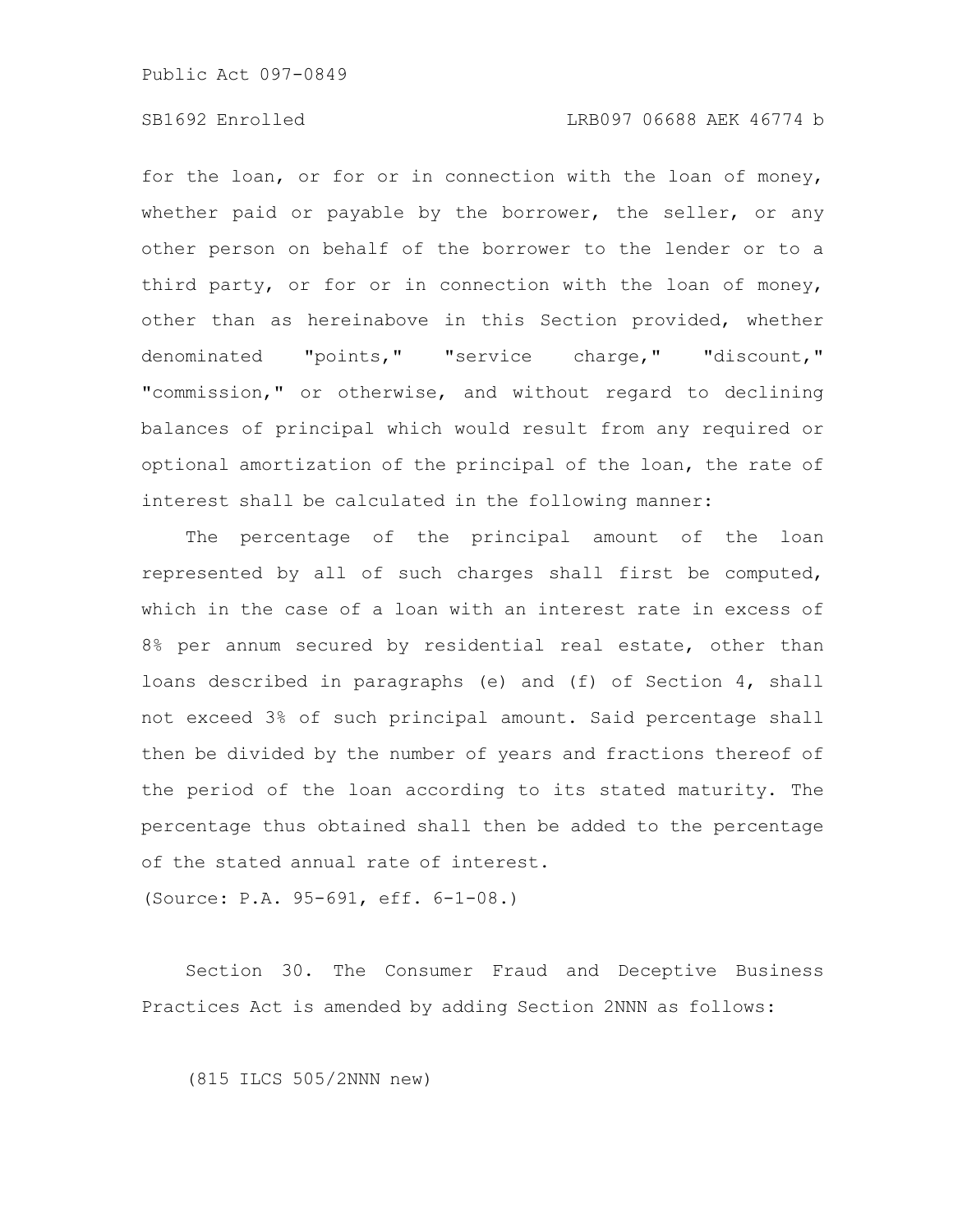for the loan, or for or in connection with the loan of money, whether paid or payable by the borrower, the seller, or any other person on behalf of the borrower to the lender or to a third party, or for or in connection with the loan of money, other than as hereinabove in this Section provided, whether denominated "points," "service charge," "discount," "commission," or otherwise, and without regard to declining balances of principal which would result from any required or optional amortization of the principal of the loan, the rate of interest shall be calculated in the following manner:

The percentage of the principal amount of the loan represented by all of such charges shall first be computed, which in the case of a loan with an interest rate in excess of 8% per annum secured by residential real estate, other than loans described in paragraphs (e) and (f) of Section 4, shall not exceed 3% of such principal amount. Said percentage shall then be divided by the number of years and fractions thereof of the period of the loan according to its stated maturity. The percentage thus obtained shall then be added to the percentage of the stated annual rate of interest.

(Source: P.A. 95-691, eff. 6-1-08.)

Section 30. The Consumer Fraud and Deceptive Business Practices Act is amended by adding Section 2NNN as follows:

(815 ILCS 505/2NNN new)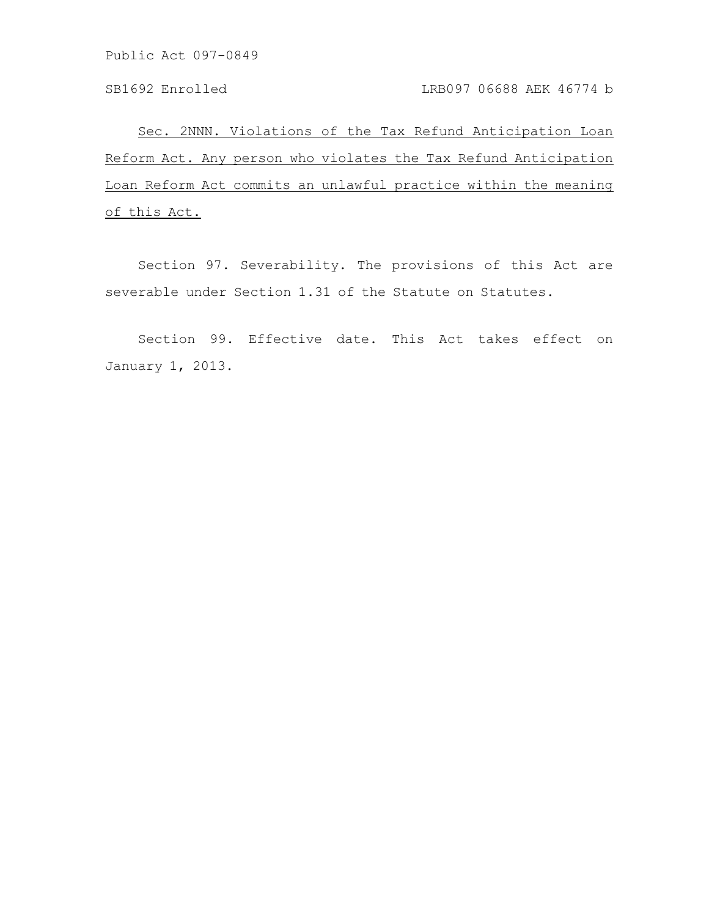Sec. 2NNN. Violations of the Tax Refund Anticipation Loan Reform Act. Any person who violates the Tax Refund Anticipation Loan Reform Act commits an unlawful practice within the meaning of this Act.

Section 97. Severability. The provisions of this Act are severable under Section 1.31 of the Statute on Statutes.

Section 99. Effective date. This Act takes effect on January 1, 2013.